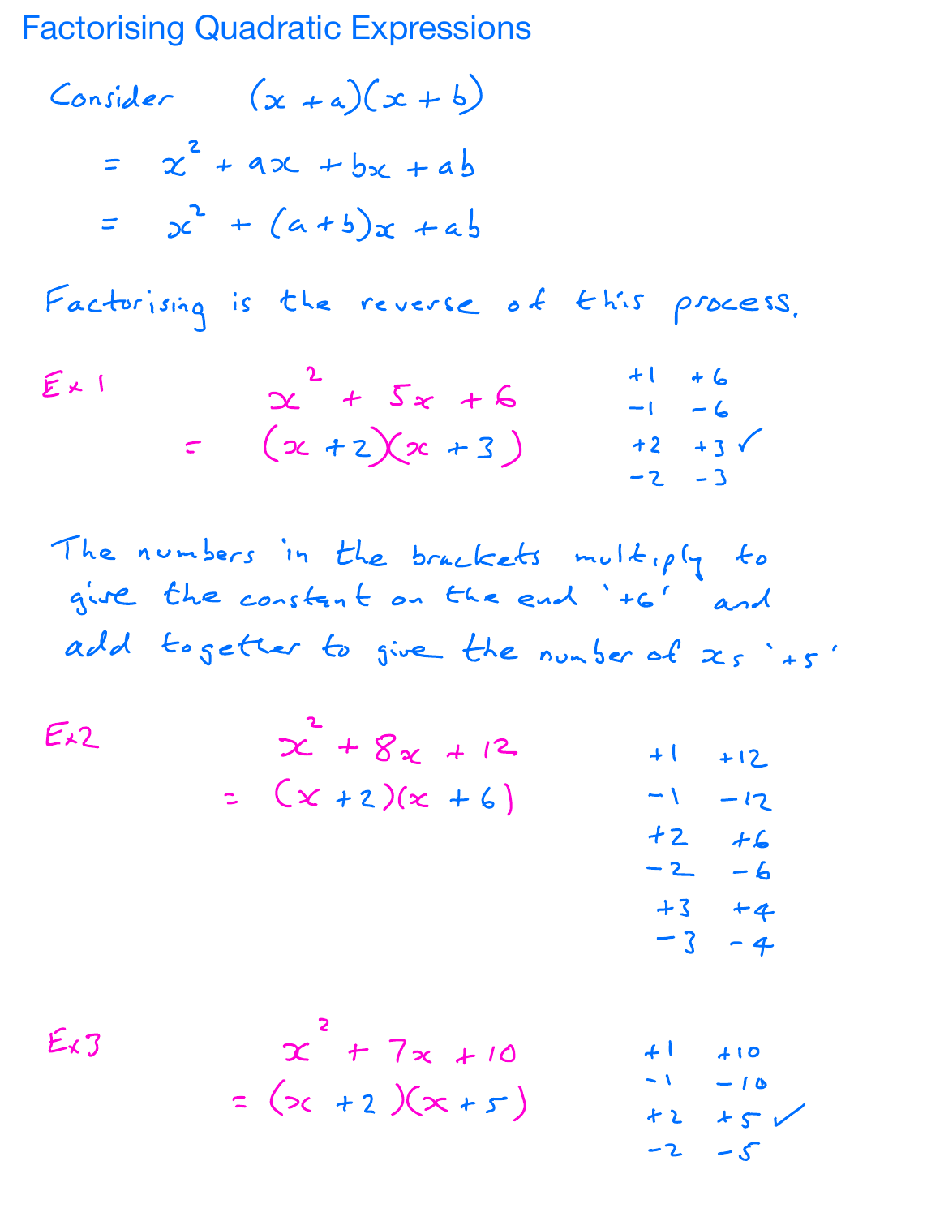# Factorising Quadratic Expressions

Consider $(x + a)(x + b)$

$$= x^2 + ax + bx + ab$$

$$= x^2 + (a+b)x + ab$$

Factorising is the reverse of this process.

**Ex 1**

$$x^2 + 5x + 6$$

$$= (x+2)(x+3)$$

| | |
|---|---|
| +1 | +6 |
| −1 | −6 |
| +2 | +3 ✓ |
| −2 | −3 |

The numbers in the brackets multiply to give the constant on the end '+6' and add together to give the number of $x$s '+5'

**Ex2**

$$x^2 + 8x + 12$$

$$= (x+2)(x+6)$$

| | |
|---|---|
| +1 | +12 |
| −1 | −12 |
| +2 | +6 |
| −2 | −6 |
| +3 | +4 |
| −3 | −4 |

**Ex3**

$$x^2 + 7x + 10$$

$$= (x+2)(x+5)$$

| | |
|---|---|
| +1 | +10 |
| −1 | −10 |
| +2 | +5 ✓ |
| −2 | −5 |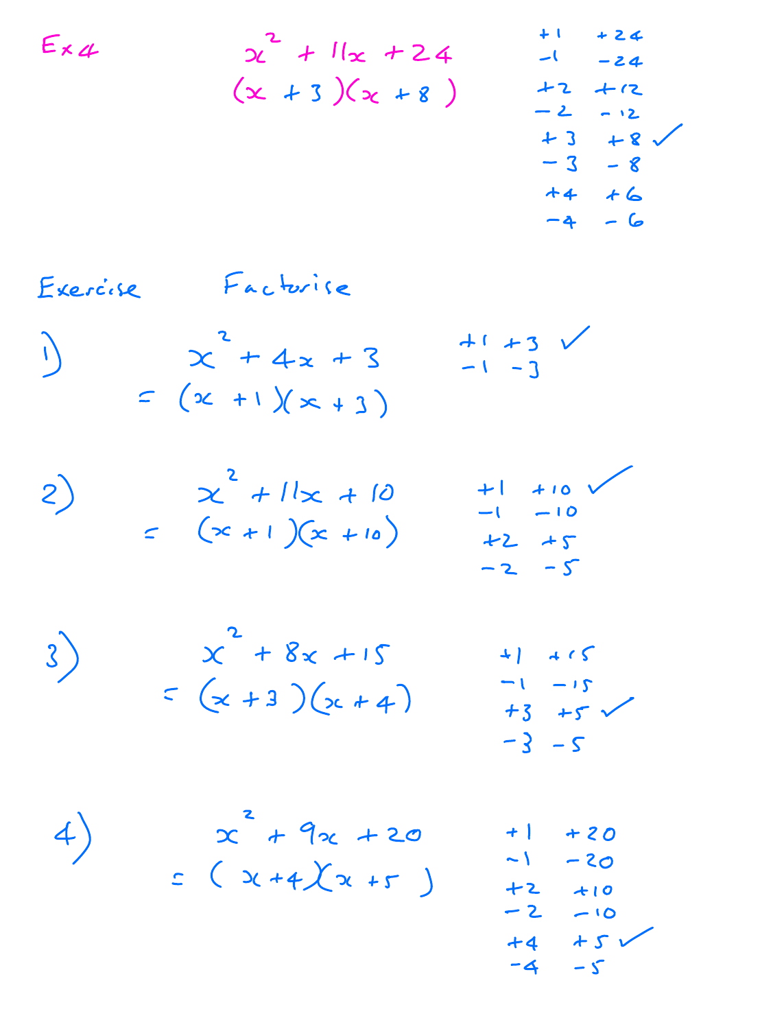Ex 4

$$x^2 + 11x + 24$$
$$(x + 3)(x + 8)$$

| | |
|---|---|
| +1 | +24 |
| −1 | −24 |
| +2 | +12 |
| −2 | −12 |
| +3 | +8 ✓ |
| −3 | −8 |
| +4 | +6 |
| −4 | −6 |

Exercise Factorise

1)
$$x^2 + 4x + 3$$
$$= (x + 1)(x + 3)$$

| | |
|---|---|
| +1 | +3 ✓ |
| −1 | −3 |

2)
$$x^2 + 11x + 10$$
$$= (x + 1)(x + 10)$$

| | |
|---|---|
| +1 | +10 ✓ |
| −1 | −10 |
| +2 | +5 |
| −2 | −5 |

3)
$$x^2 + 8x + 15$$
$$= (x + 3)(x + 4)$$

| | |
|---|---|
| +1 | +15 |
| −1 | −15 |
| +3 | +5 ✓ |
| −3 | −5 |

4)
$$x^2 + 9x + 20$$
$$= (x + 4)(x + 5)$$

| | |
|---|---|
| +1 | +20 |
| −1 | −20 |
| +2 | +10 |
| −2 | −10 |
| +4 | +5 ✓ |
| −4 | −5 |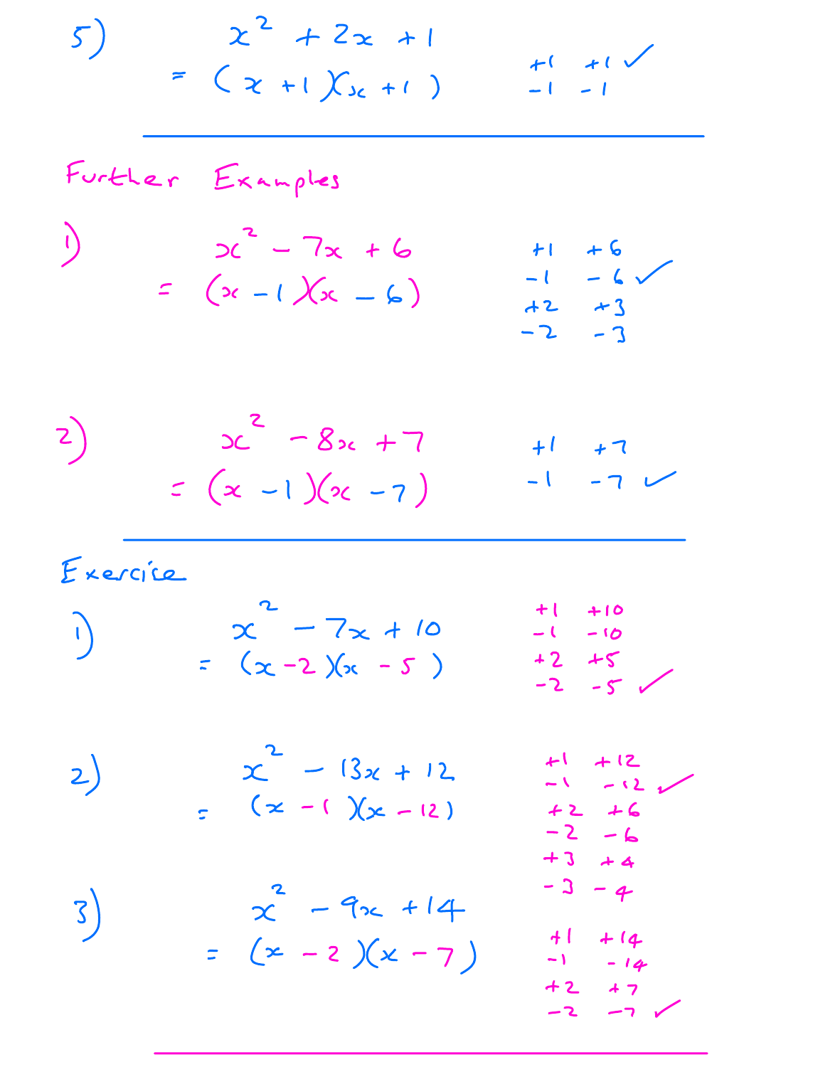5)

$$x^2 + 2x + 1$$
$$= (x + 1)(x + 1)$$

| | |
|---|---|
| +1 | +1 ✓ |
| −1 | −1 |

---

## Further Examples

1)

$$x^2 - 7x + 6$$
$$= (x - 1)(x - 6)$$

| | |
|---|---|
| +1 | +6 |
| −1 | −6 ✓ |
| +2 | +3 |
| −2 | −3 |

2)

$$x^2 - 8x + 7$$
$$= (x - 1)(x - 7)$$

| | |
|---|---|
| +1 | +7 |
| −1 | −7 ✓ |

---

## Exercise

1)

$$x^2 - 7x + 10$$
$$= (x - 2)(x - 5)$$

| | |
|---|---|
| +1 | +10 |
| −1 | −10 |
| +2 | +5 |
| −2 | −5 ✓ |

2)

$$x^2 - 13x + 12$$
$$= (x - 1)(x - 12)$$

| | |
|---|---|
| +1 | +12 |
| −1 | −12 ✓ |
| +2 | +6 |
| −2 | −6 |
| +3 | +4 |
| −3 | −4 |

3)

$$x^2 - 9x + 14$$
$$= (x - 2)(x - 7)$$

| | |
|---|---|
| +1 | +14 |
| −1 | −14 |
| +2 | +7 |
| −2 | −7 ✓ |

---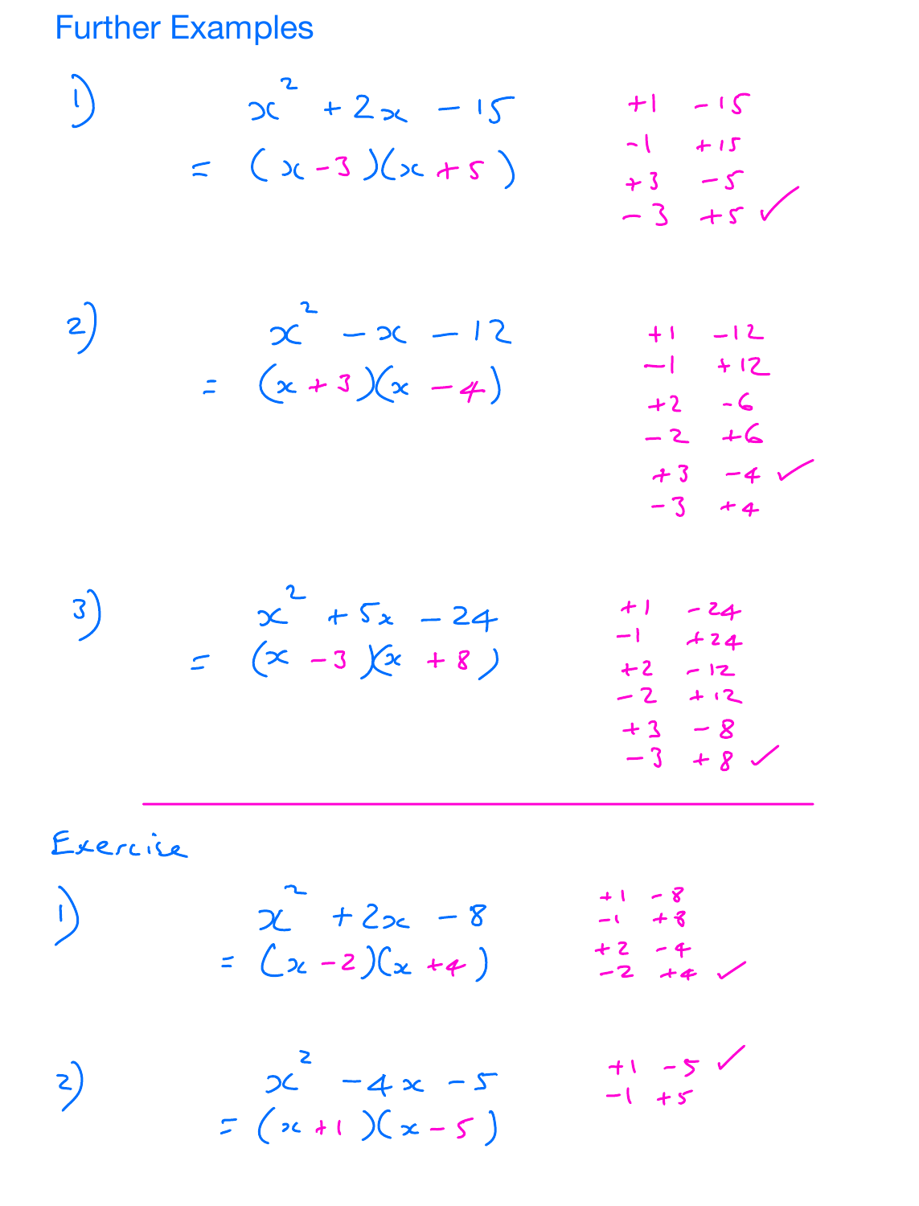## Further Examples

1)

$$x^2 + 2x - 15$$
$$= (x - 3)(x + 5)$$

| | |
|---|---|
| +1 | −15 |
| −1 | +15 |
| +3 | −5 |
| −3 | +5 ✓ |

2)

$$x^2 - x - 12$$
$$= (x + 3)(x - 4)$$

| | |
|---|---|
| +1 | −12 |
| −1 | +12 |
| +2 | −6 |
| −2 | +6 |
| +3 | −4 ✓ |
| −3 | +4 |

3)

$$x^2 + 5x - 24$$
$$= (x - 3)(x + 8)$$

| | |
|---|---|
| +1 | −24 |
| −1 | +24 |
| +2 | −12 |
| −2 | +12 |
| +3 | −8 |
| −3 | +8 ✓ |

---

Exercise

1)

$$x^2 + 2x - 8$$
$$= (x - 2)(x + 4)$$

| | |
|---|---|
| +1 | −8 |
| −1 | +8 |
| +2 | −4 |
| −2 | +4 ✓ |

2)

$$x^2 - 4x - 5$$
$$= (x + 1)(x - 5)$$

| | |
|---|---|
| +1 | −5 ✓ |
| −1 | +5 |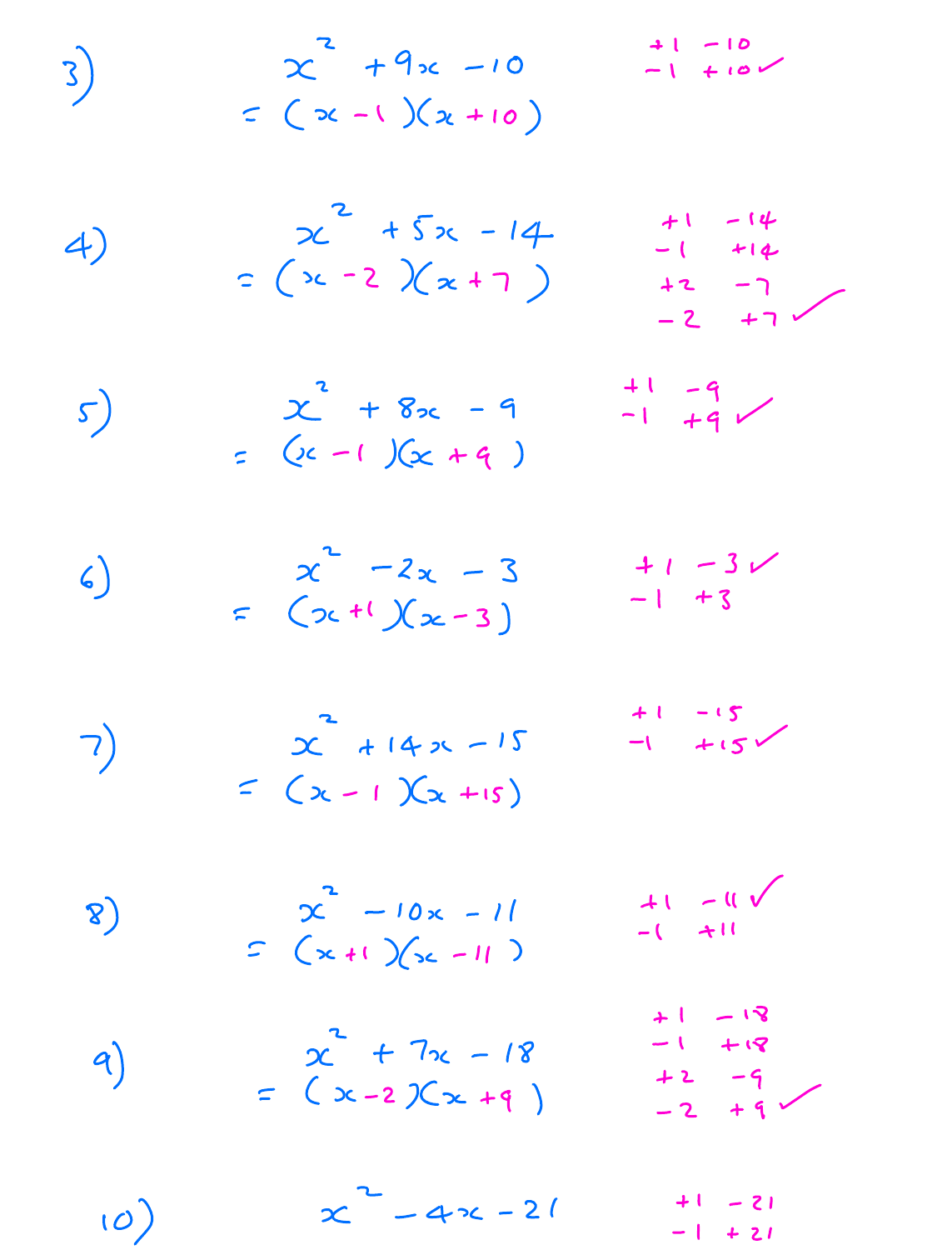3) $x^2 + 9x - 10$

$= (x - 1)(x + 10)$

$+1 \quad -10$
$-1 \quad +10$ ✓

4) $x^2 + 5x - 14$

$= (x - 2)(x + 7)$

$+1 \quad -14$
$-1 \quad +14$
$+2 \quad -7$
$-2 \quad +7$ ✓

5) $x^2 + 8x - 9$

$= (x - 1)(x + 9)$

$+1 \quad -9$
$-1 \quad +9$ ✓

6) $x^2 - 2x - 3$

$= (x + 1)(x - 3)$

$+1 \quad -3$ ✓
$-1 \quad +3$

7) $x^2 + 14x - 15$

$= (x - 1)(x + 15)$

$+1 \quad -15$
$-1 \quad +15$ ✓

8) $x^2 - 10x - 11$

$= (x + 1)(x - 11)$

$+1 \quad -11$ ✓
$-1 \quad +11$

9) $x^2 + 7x - 18$

$= (x - 2)(x + 9)$

$+1 \quad -18$
$-1 \quad +18$
$+2 \quad -9$
$-2 \quad +9$ ✓

10) $x^2 - 4x - 21$

$+1 \quad -21$
$-1 \quad +21$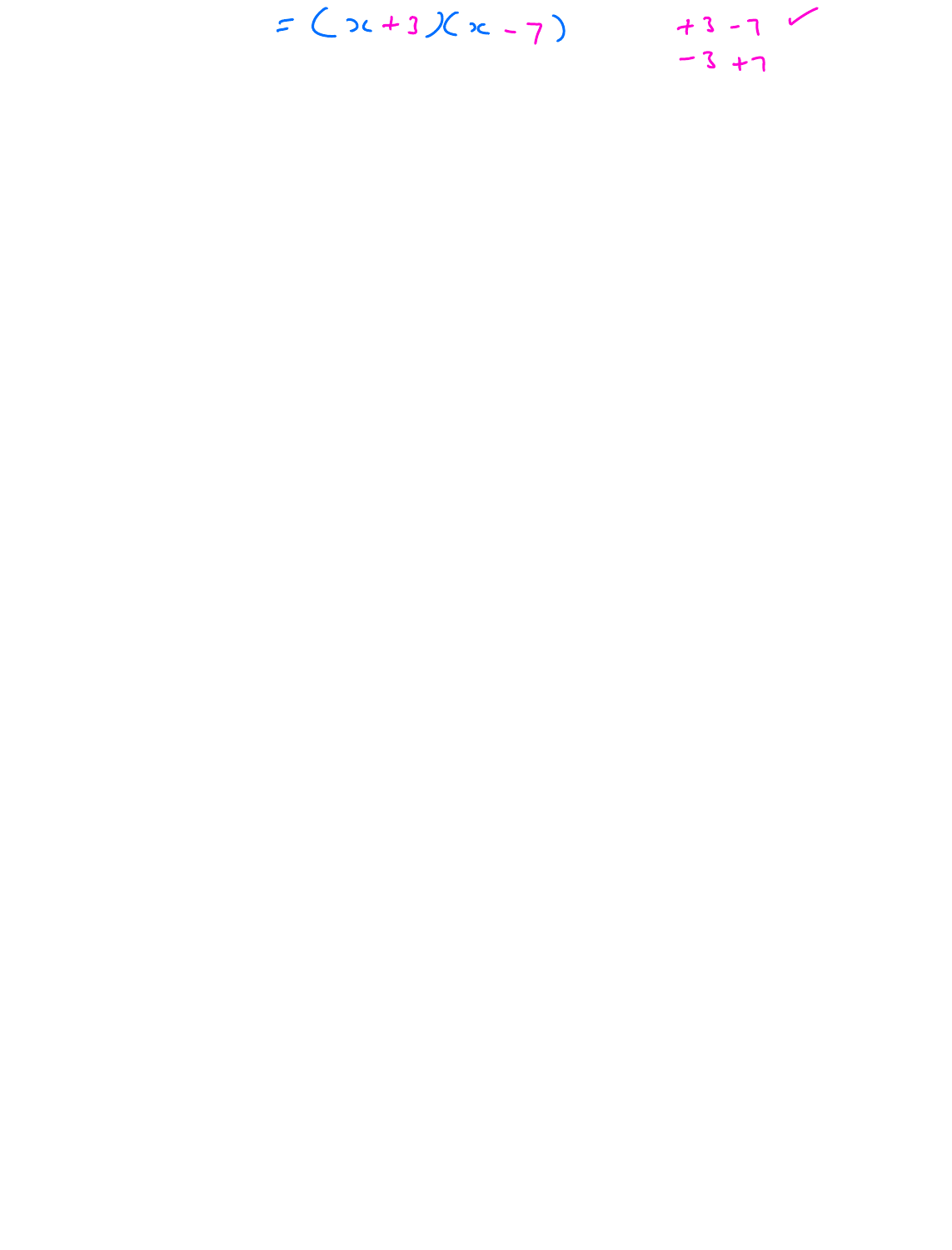$= (x + 3)(x - 7)$

$+3 \; -7$ ✓

$-3 \; +7$